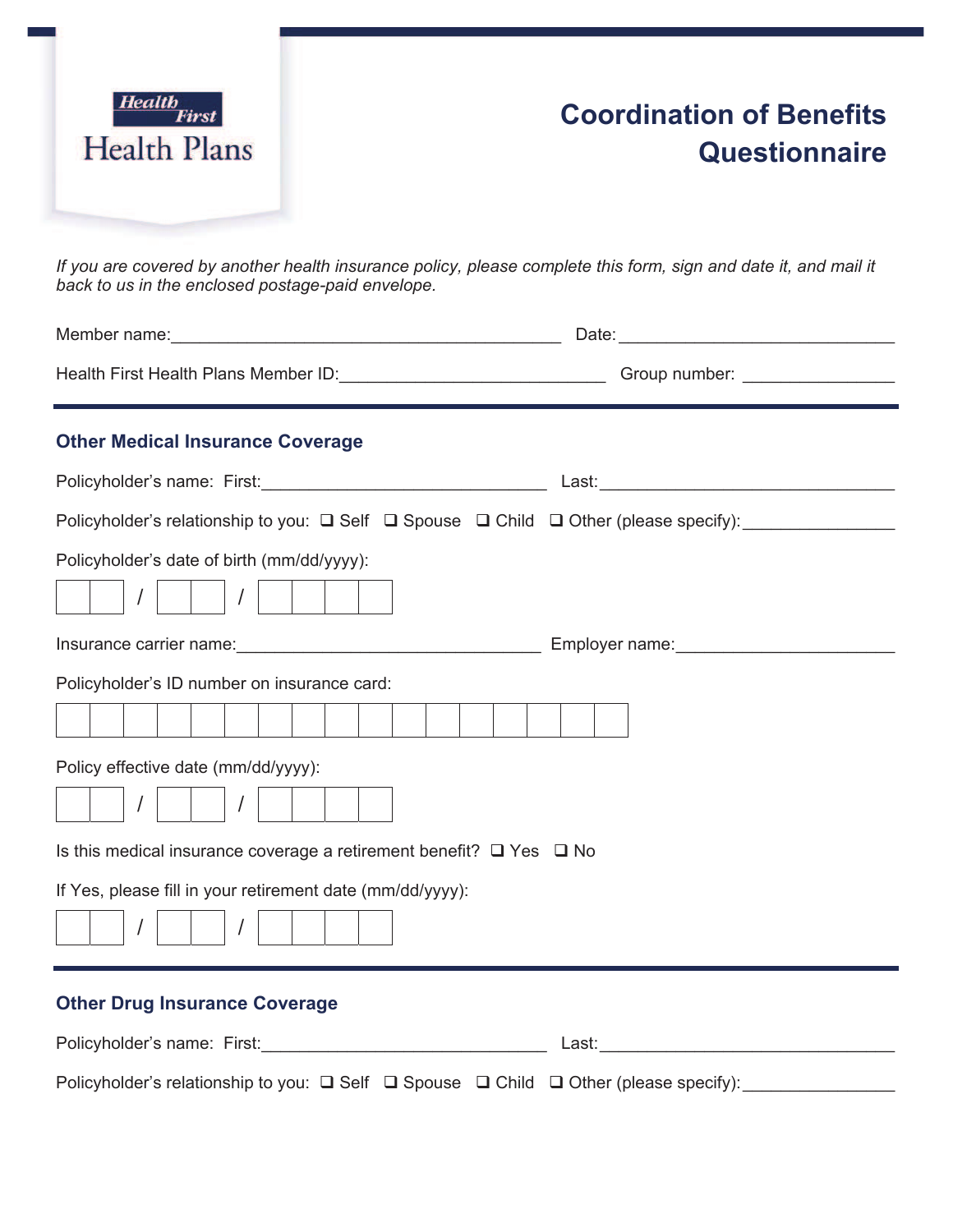Health First

Health Plans

# Coordination of Benefits Questionnaire

*If you are covered by another health insurance policy, please complete this form, sign and date it, and mail it back to us in the enclosed postage-paid envelope.*

Member name:___________________________________________ Date:______________________________

Health First Health Plans Member ID:_____________________________ Group number: ________________

## Other Medical Insurance Coverage

Policyholder's name: First:_______________________________ Last:________________________________

Policyholder's relationship to you: ❑ Self ❑ Spouse ❑ Child ❑ Other (please specify):________________

Policyholder's date of birth (mm/dd/yyyy):

☐☐ / ☐☐ / ☐☐☐☐

Insurance carrier name:_________________________________ Employer name:_______________________

Policyholder's ID number on insurance card:

☐☐☐☐☐☐☐☐☐☐☐☐☐☐☐☐☐

Policy effective date (mm/dd/yyyy):

☐☐ / ☐☐ / ☐☐☐☐

Is this medical insurance coverage a retirement benefit? ❑ Yes ❑ No

If Yes, please fill in your retirement date (mm/dd/yyyy):

☐☐ / ☐☐ / ☐☐☐☐

## Other Drug Insurance Coverage

Policyholder's name: First:_______________________________ Last:________________________________

Policyholder's relationship to you: ❑ Self ❑ Spouse ❑ Child ❑ Other (please specify):________________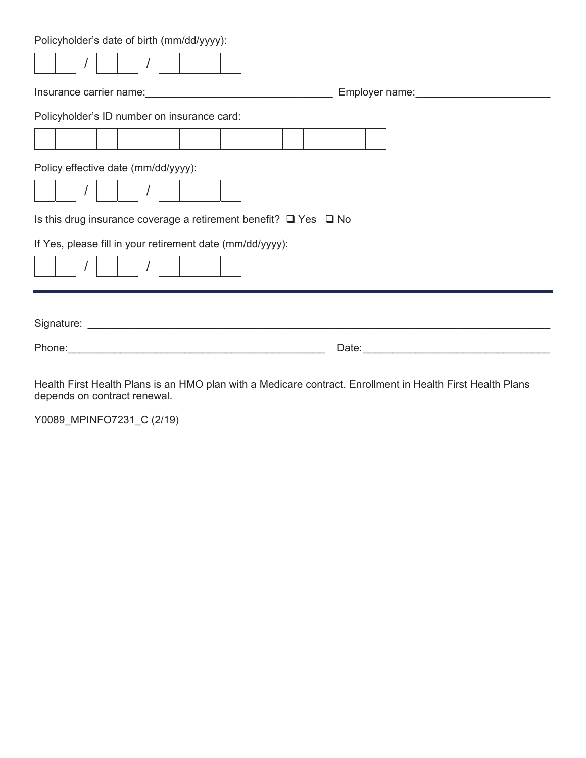Policyholder's date of birth (mm/dd/yyyy):

| | | / | | | / | | | | |

Insurance carrier name:_______________________________ Employer name:______________________

Policyholder's ID number on insurance card:

| | | | | | | | | | | | | | | | | |

Policy effective date (mm/dd/yyyy):

| | | / | | | / | | | | |

Is this drug insurance coverage a retirement benefit? ❑ Yes ❑ No

If Yes, please fill in your retirement date (mm/dd/yyyy):

| | | / | | | / | | | | |

---

Signature: ______________________________________________________________________________

Phone:_____________________________________________ Date:________________________________

Health First Health Plans is an HMO plan with a Medicare contract. Enrollment in Health First Health Plans depends on contract renewal.

Y0089_MPINFO7231_C (2/19)